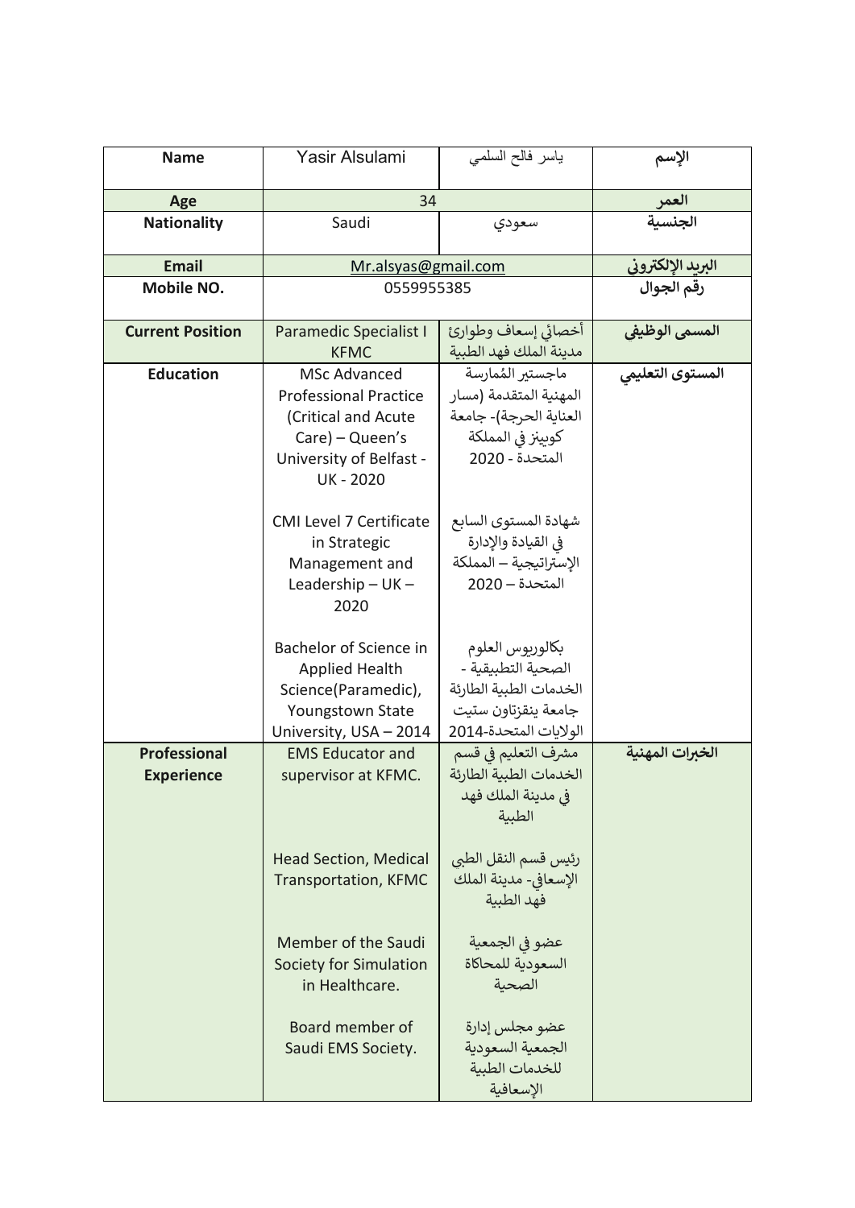| Name | Yasir Alsulami | ياسر فالح السلمي | الإسم |
|---|---|---|---|
| Age | 34 | | العمر |
| Nationality | Saudi | سعودي | الجنسية |
| Email | Mr.alsyas@gmail.com | | البريد الإلكتروني |
| Mobile NO. | 0559955385 | | رقم الجوال |
| Current Position | Paramedic Specialist I KFMC | أخصائي إسعاف وطوارئ مدينة الملك فهد الطبية | المسمى الوظيفي |
| Education | MSc Advanced Professional Practice (Critical and Acute Care) – Queen's University of Belfast - UK - 2020<br><br>CMI Level 7 Certificate in Strategic Management and Leadership – UK – 2020<br><br>Bachelor of Science in Applied Health Science(Paramedic), Youngstown State University, USA – 2014 | ماجستير المُمارسة المهنية المتقدمة (مسار العناية الحرجة)- جامعة كوينز في المملكة المتحدة - 2020<br><br>شهادة المستوى السابع في القيادة والإدارة الإستراتيجية – المملكة المتحدة – 2020<br><br>بكالوريوس العلوم الصحية التطبيقية - الخدمات الطبية الطارئة جامعة ينقزتاون ستيت الولايات المتحدة-2014 | المستوى التعليمي |
| Professional Experience | EMS Educator and supervisor at KFMC.<br><br>Head Section, Medical Transportation, KFMC<br><br>Member of the Saudi Society for Simulation in Healthcare.<br><br>Board member of Saudi EMS Society. | مشرف التعليم في قسم الخدمات الطبية الطارئة في مدينة الملك فهد الطبية<br><br>رئيس قسم النقل الطبي الإسعافي- مدينة الملك فهد الطبية<br><br>عضو في الجمعية السعودية للمحاكاة الصحية<br><br>عضو مجلس إدارة الجمعية السعودية للخدمات الطبية الإسعافية | الخبرات المهنية |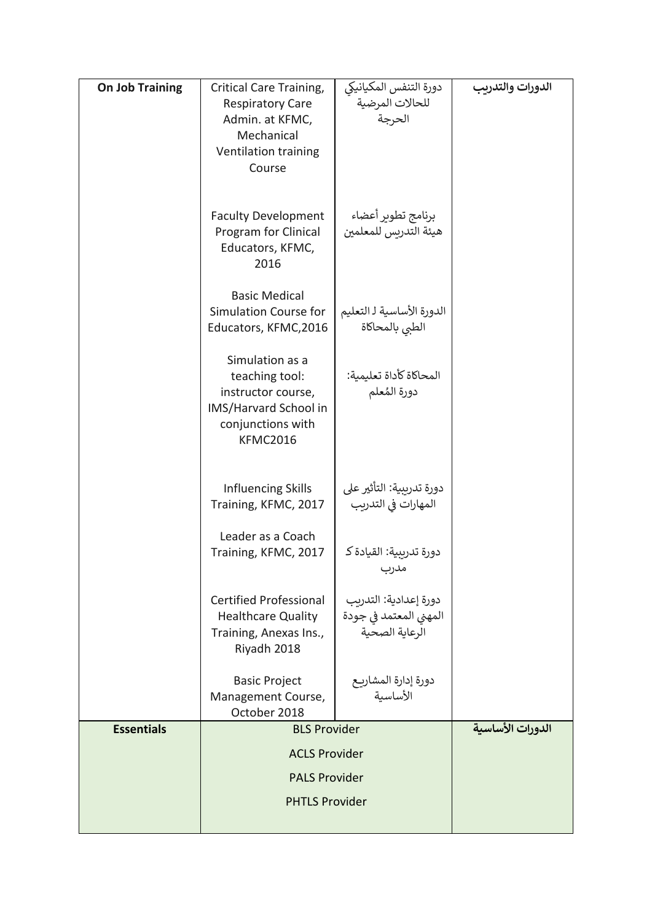| On Job Training | Critical Care Training, Respiratory Care Admin. at KFMC, Mechanical Ventilation training Course | دورة التنفس المكيانيكي للحالات المرضية الحرجة | الدورات والتدريب |
|---|---|---|---|
| | Faculty Development Program for Clinical Educators, KFMC, 2016 | برنامج تطوير أعضاء هيئة التدريس للمعلمين | |
| | Basic Medical Simulation Course for Educators, KFMC,2016 | الدورة الأساسية لـ التعليم الطبي بالمحاكاة | |
| | Simulation as a teaching tool: instructor course, IMS/Harvard School in conjunctions with KFMC2016 | المحاكاة كأداة تعليمية: دورة المُعلم | |
| | Influencing Skills Training, KFMC, 2017 | دورة تدريبية: التأثير على المهارات في التدريب | |
| | Leader as a Coach Training, KFMC, 2017 | دورة تدريبية: القيادة كـ مدرب | |
| | Certified Professional Healthcare Quality Training, Anexas Ins., Riyadh 2018 | دورة إعدادية: التدريب المهني المعتمد في جودة الرعاية الصحية | |
| | Basic Project Management Course, October 2018 | دورة إدارة المشاريع الأساسية | |
| **Essentials** | BLS Provider<br>ACLS Provider<br>PALS Provider<br>PHTLS Provider | | **الدورات الأساسية** |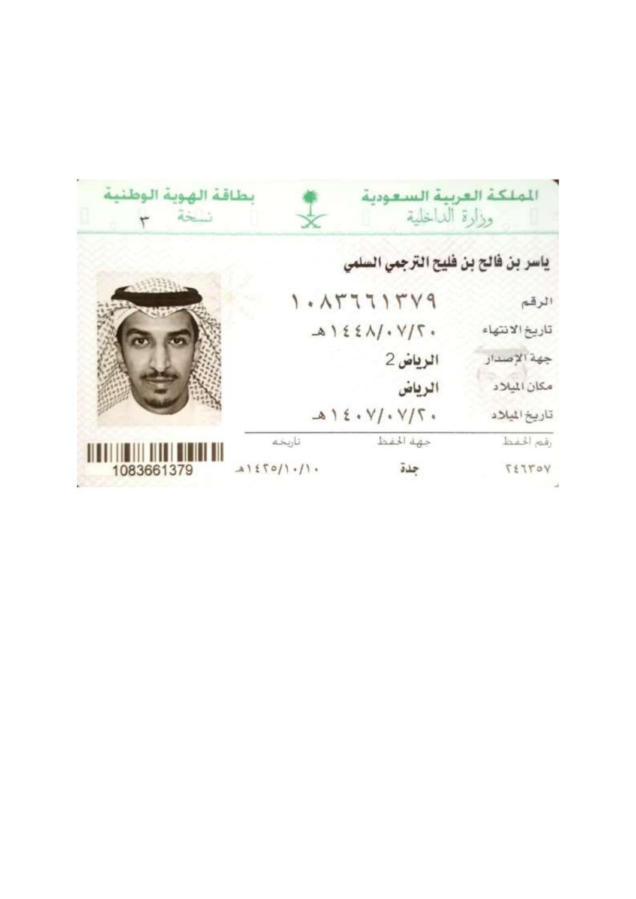المملكة العربية السعودية

وزارة الداخلية

بطاقة الهوية الوطنية

نسخة ٣

**ياسر بن فالح بن فليح الترجمي السلمي**

الرقم: ١٠٨٣٦٦١٣٧٩

تاريخ الانتهاء: ١٤٤٨/٠٧/٢٠هـ

جهة الإصدار: الرياض 2

مكان الميلاد: الرياض

تاريخ الميلاد: ١٤٠٧/٠٧/٢٠هـ

| رقم الحفظ | جهة الحفظ | تاريخه |
|---|---|---|
| ٢٤٦٣٥٧ | جدة | ١٤٢٥/١٠/١٠هـ |

1083661379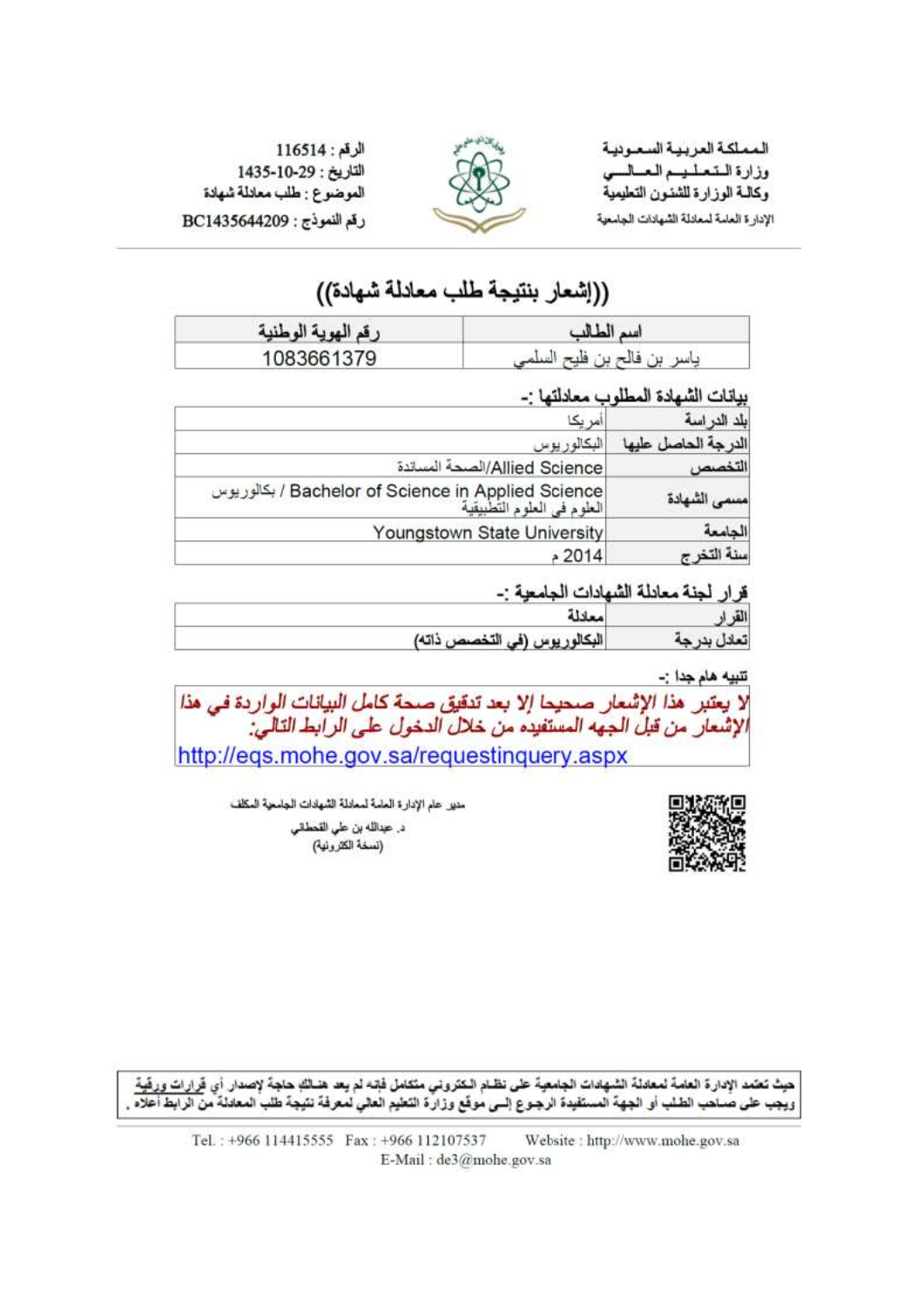المملكة العربية السعودية
وزارة التعليم العالي
وكالة الوزارة للشئون التعليمية
الإدارة العامة لمعادلة الشهادات الجامعية

الرقم : 116514
التاريخ : 29-10-1435
الموضوع : طلب معادلة شهادة
رقم النموذج : BC1435644209

# ((إشعار بنتيجة طلب معادلة شهادة))

| اسم الطالب | رقم الهوية الوطنية |
|---|---|
| ياسر بن فالح بن فليح السلمي | 1083661379 |

## بيانات الشهادة المطلوب معادلتها :-

| | |
|---|---|
| بلد الدراسة | أمريكا |
| الدرجة الحاصل عليها | البكالوريوس |
| التخصص | الصحة المساندة/Allied Science |
| مسمى الشهادة | بكالوريوس / Bachelor of Science in Applied Science العلوم في العلوم التطبيقية |
| الجامعة | Youngstown State University |
| سنة التخرج | 2014 م |

## قرار لجنة معادلة الشهادات الجامعية :-

| | |
|---|---|
| القرار | معادلة |
| تعادل بدرجة | البكالوريوس (في التخصص ذاته) |

تنبيه هام جدا :-

***لا يعتبر هذا الإشعار صحيحا إلا بعد تدقيق صحة كامل البيانات الواردة في هذا الإشعار من قبل الجهه المستفيده من خلال الدخول على الرابط التالي:***
http://eqs.mohe.gov.sa/requestinquery.aspx

مدير عام الإدارة العامة لمعادلة الشهادات الجامعية المكلف
د. عبدالله بن علي القحطاني
(نسخة الكترونية)

حيث تعتمد الإدارة العامة لمعادلة الشهادات الجامعية على نظام الكتروني متكامل فإنه لم يعد هنالك حاجة لإصدار أي قرارات ورقية ويجب على صاحب الطلب أو الجهة المستفيدة الرجوع إلى موقع وزارة التعليم العالي لمعرفة نتيجة طلب المعادلة من الرابط أعلاه .

Tel. : +966 114415555 Fax : +966 112107537 Website : http://www.mohe.gov.sa
E-Mail : de3@mohe.gov.sa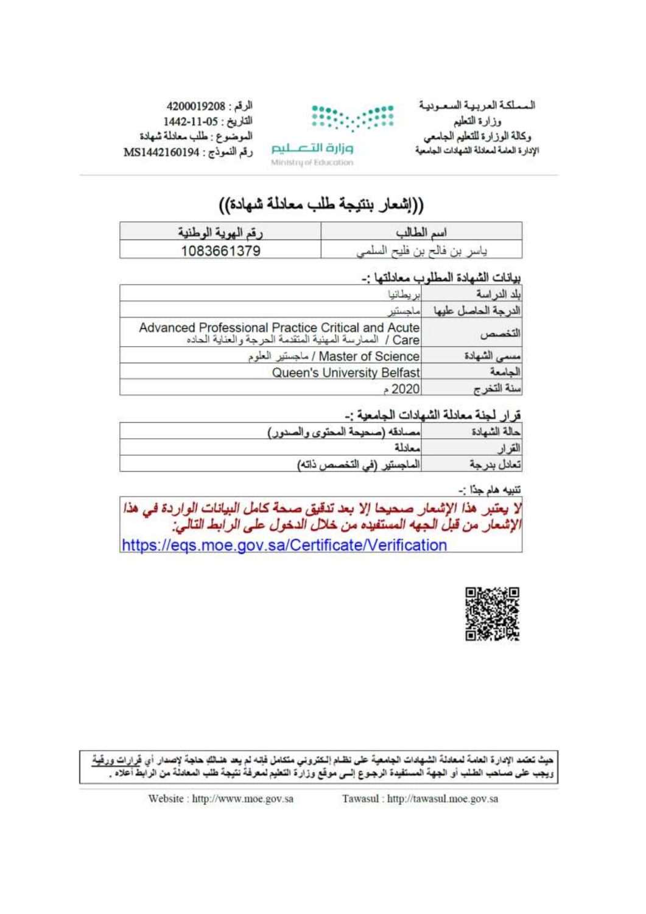المـملـكـة العـربـيـة الـسـعـوديـة
وزارة التعليم
وكالة الوزارة للتعليم الجامعي
الإدارة العامة لمعادلة الشهادات الجامعية

وزارة التعـليم
Ministry of Education

الرقم : 4200019208
التاريخ : 1442-11-05
الموضوع : طلب معادلة شهادة
رقم النموذج : MS1442160194

# ((إشعار بنتيجة طلب معادلة شهادة))

| اسم الطالب | رقم الهوية الوطنية |
|---|---|
| ياسر بن فالح بن فليح السلمي | 1083661379 |

**بيانات الشهادة المطلوب معادلتها :-**

| | |
|---|---|
| بلد الدراسة | بريطانيا |
| الدرجة الحاصل عليها | ماجستير |
| التخصص | Advanced Professional Practice Critical and Acute Care / الممارسة المهنية المتقدمة الحرجة والعناية الحاده |
| مسمى الشهادة | Master of Science / ماجستير العلوم |
| الجامعة | Queen's University Belfast |
| سنة التخرج | 2020 م |

**قرار لجنة معادلة الشهادات الجامعية :-**

| | |
|---|---|
| حالة الشهادة | مصادقه (صحيحة المحتوى والصدور) |
| القرار | معادلة |
| تعادل بدرجة | الماجستير (في التخصص ذاته) |

تنبيه هام جداً :-

*لا يعتبر هذا الإشعار صحيحا إلا بعد تدقيق صحة كامل البيانات الواردة في هذا الإشعار من قبل الجهه المستفيده من خلال الدخول على الرابط التالي:*
https://eqs.moe.gov.sa/Certificate/Verification

حيث تعتمد الإدارة العامة لمعادلة الشهادات الجامعية على نظام إلكتروني متكامل فإنه لم يعد هنالك حاجة لإصدار أي قرارات ورقية ويجب على صاحب الطلب أو الجهة المستفيدة الرجوع إلى موقع وزارة التعليم لمعرفة نتيجة طلب المعادلة من الرابط أعلاه .

Website : http://www.moe.gov.sa Tawasul : http://tawasul.moe.gov.sa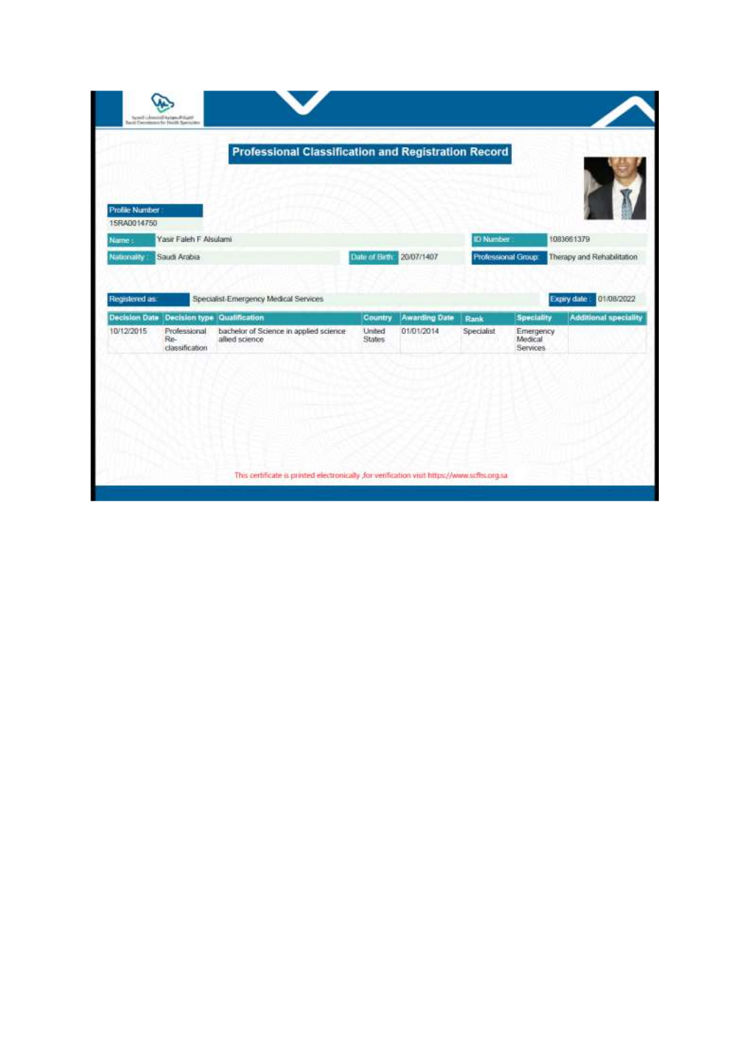# Professional Classification and Registration Record

**Profile Number :** 15RA0014750

| Name : | Yasir Faleh F Alsulami | ID Number : | 1083661379 |
|---|---|---|---|
| Nationality : | Saudi Arabia | Date of Birth : 20/07/1407 | Professional Group: Therapy and Rehabilitation |

**Registered as:** Specialist-Emergency Medical Services

**Expiry date :** 01/08/2022

| Decision Date | Decision type | Qualification | Country | Awarding Date | Rank | Speciality | Additional speciality |
|---|---|---|---|---|---|---|---|
| 10/12/2015 | Professional Re-classification | bachelor of Science in applied science allied science | United States | 01/01/2014 | Specialist | Emergency Medical Services | |

This certificate is printed electronically ,for verification visit https://www.scfhs.org.sa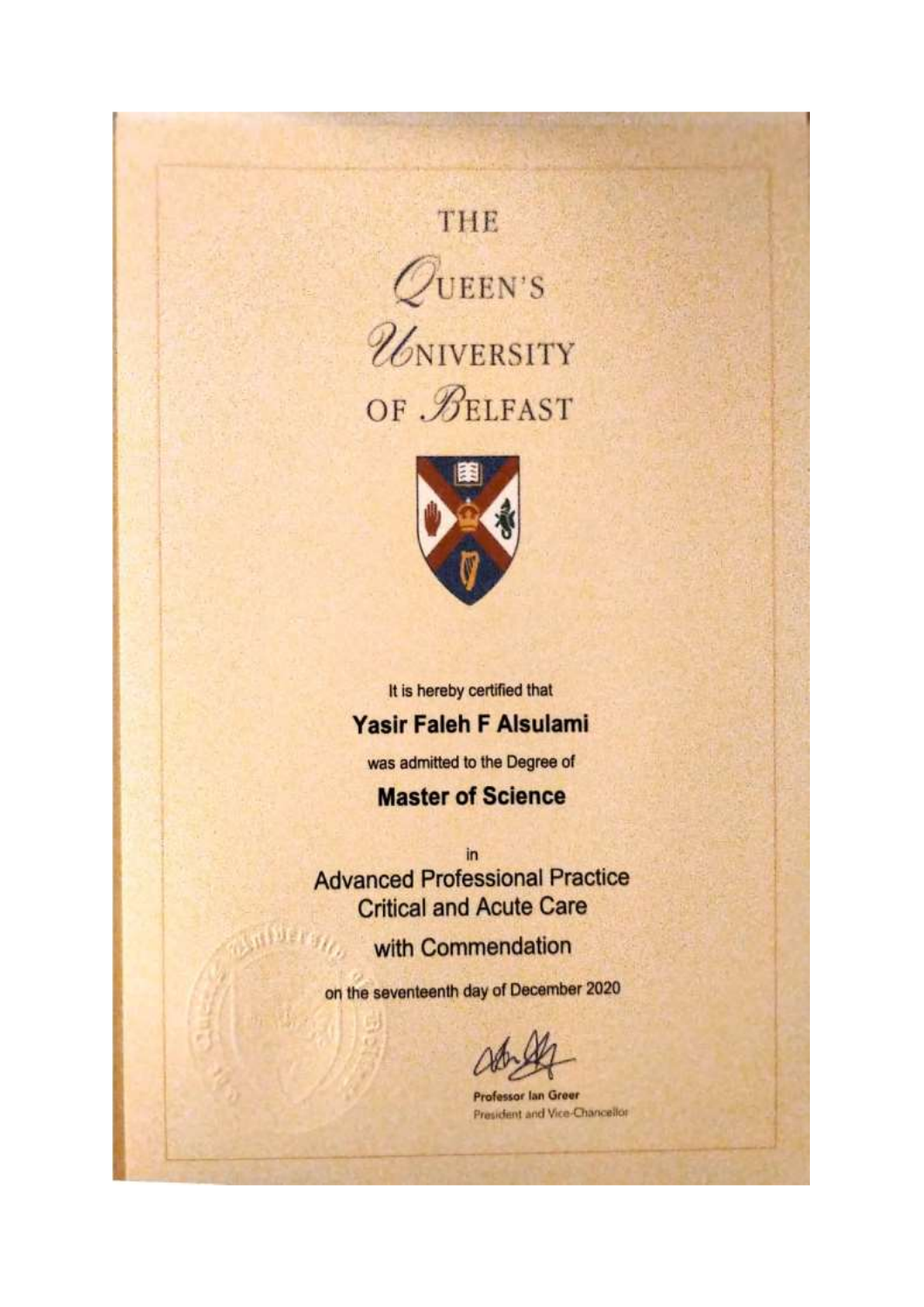# THE QUEEN'S UNIVERSITY OF BELFAST

It is hereby certified that

**Yasir Faleh F Alsulami**

was admitted to the Degree of

**Master of Science**

in

Advanced Professional Practice
Critical and Acute Care

with Commendation

on the seventeenth day of December 2020

**Professor Ian Greer**
President and Vice-Chancellor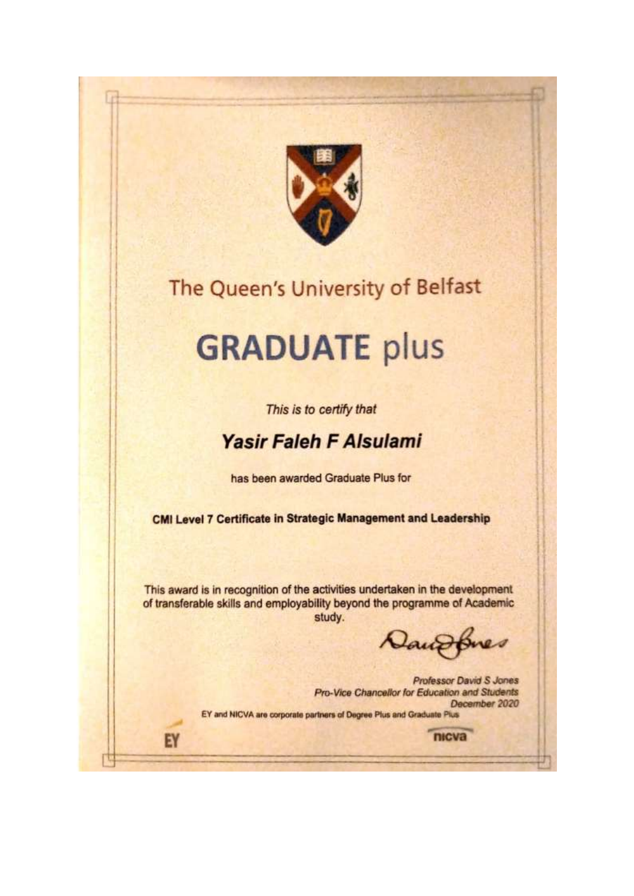# The Queen's University of Belfast

# GRADUATE plus

*This is to certify that*

## ***Yasir Faleh F Alsulami***

has been awarded Graduate Plus for

**CMI Level 7 Certificate in Strategic Management and Leadership**

This award is in recognition of the activities undertaken in the development of transferable skills and employability beyond the programme of Academic study.

*Professor David S Jones*
*Pro-Vice Chancellor for Education and Students*
*December 2020*

EY and NICVA are corporate partners of Degree Plus and Graduate Plus

EY

nicva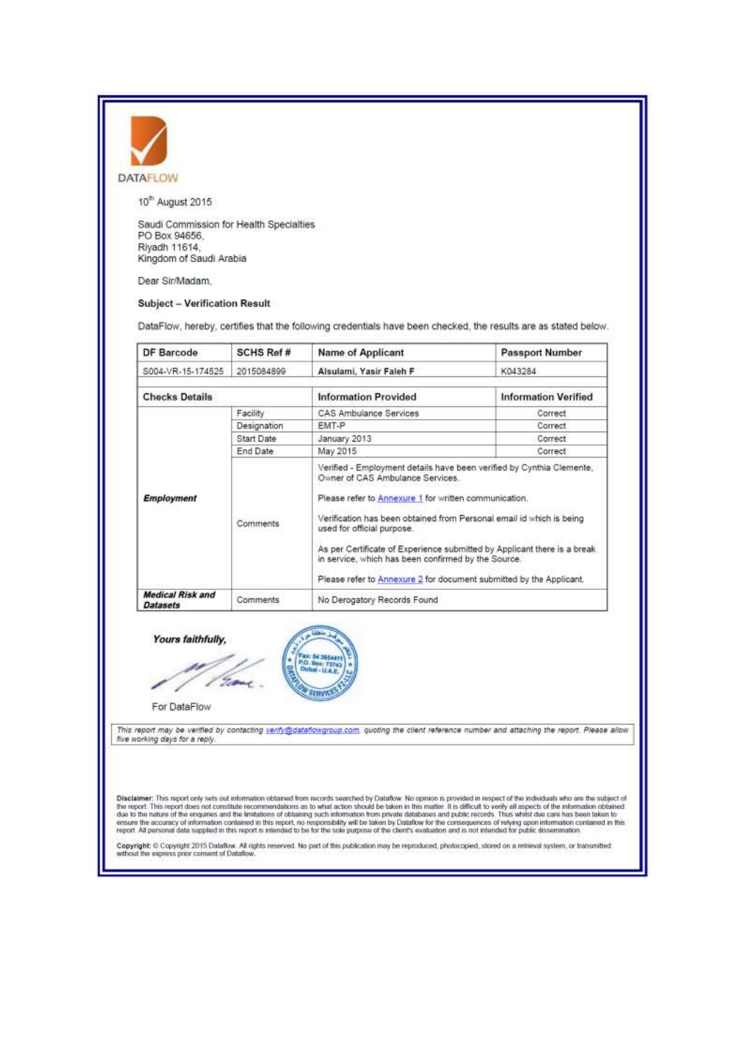DATAFLOW

10th August 2015

Saudi Commission for Health Specialties
PO Box 94656,
Riyadh 11614,
Kingdom of Saudi Arabia

Dear Sir/Madam,

**Subject – Verification Result**

DataFlow, hereby, certifies that the following credentials have been checked, the results are as stated below.

| DF Barcode | SCHS Ref # | Name of Applicant | Passport Number |
|---|---|---|---|
| S004-VR-15-174525 | 2015084899 | Alsulami, Yasir Faleh F | K043284 |

| Checks Details | | Information Provided | Information Verified |
|---|---|---|---|
| ***Employment*** | Facility | CAS Ambulance Services | Correct |
| | Designation | EMT-P | Correct |
| | Start Date | January 2013 | Correct |
| | End Date | May 2015 | Correct |
| | Comments | Verified - Employment details have been verified by Cynthia Clemente, Owner of CAS Ambulance Services. Please refer to Annexure 1 for written communication. Verification has been obtained from Personal email id which is being used for official purpose. As per Certificate of Experience submitted by Applicant there is a break in service, which has been confirmed by the Source. Please refer to Annexure 2 for document submitted by the Applicant. | |
| ***Medical Risk and Datasets*** | Comments | No Derogatory Records Found | |

***Yours faithfully,***

For DataFlow

DATAFLOW SERVICES FZ-LLC — Fax: 04 3654411 — P.O. Box: 73743 — Dubai - U.A.E.

*This report may be verified by contacting verify@dataflowgroup.com, quoting the client reference number and attaching the report. Please allow five working days for a reply.*

**Disclaimer:** This report only sets out information obtained from records searched by Dataflow. No opinion is provided in respect of the individuals who are the subject of the report. This report does not constitute recommendations as to what action should be taken in this matter. It is difficult to verify all aspects of the information obtained due to the nature of the enquiries and the limitations of obtaining such information from private databases and public records. Thus whilst due care has been taken to ensure the accuracy of information contained in this report, no responsibility will be taken by Dataflow for the consequences of relying upon information contained in this report. All personal data supplied in this report is intended to be for the sole purpose of the client's evaluation and is not intended for public dissemination.

**Copyright:** © Copyright 2015 Dataflow. All rights reserved. No part of this publication may be reproduced, photocopied, stored on a retrieval system, or transmitted without the express prior consent of Dataflow.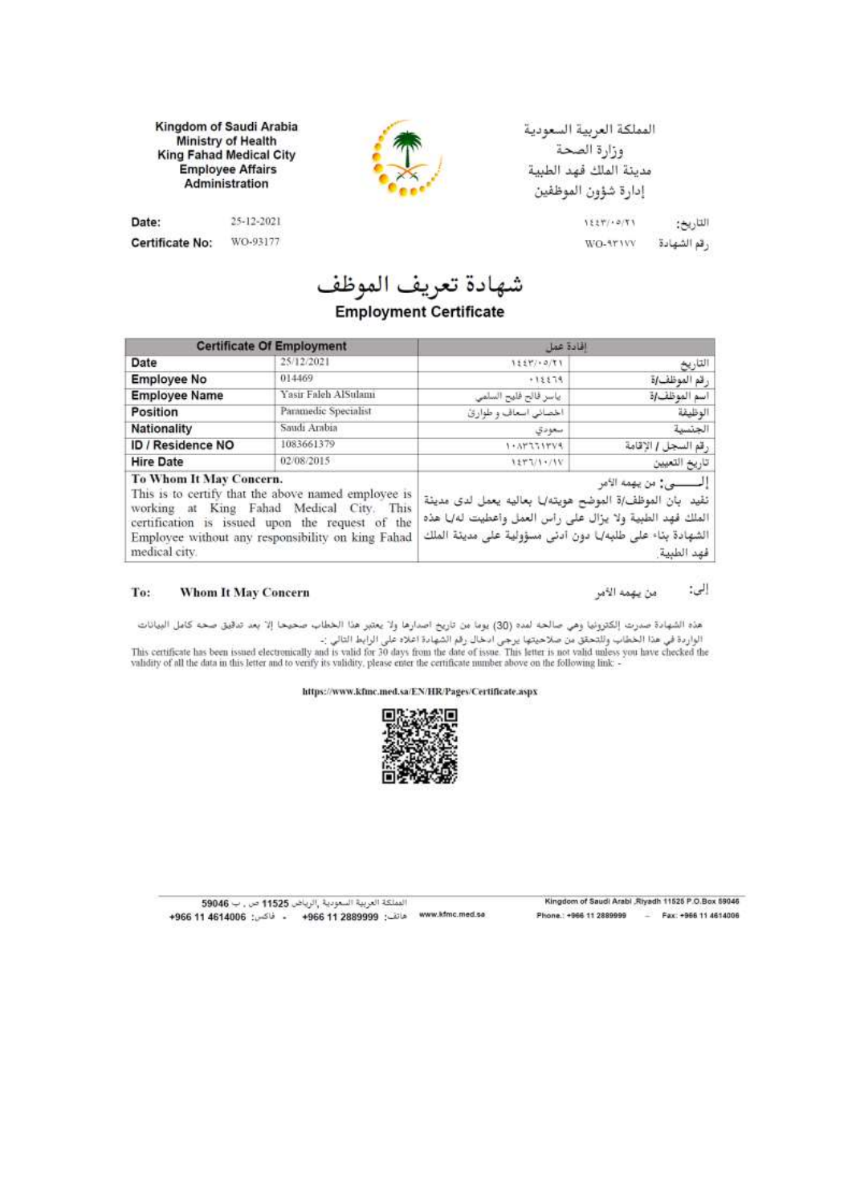Kingdom of Saudi Arabia
Ministry of Health
King Fahad Medical City
Employee Affairs
Administration

المملكة العربية السعودية
وزارة الصحة
مدينة الملك فهد الطبية
إدارة شؤون الموظفين

**Date:** 25-12-2021
**Certificate No:** WO-93177

التاريخ: ١٤٤٣/٠٥/٢١
رقم الشهادة: WO-٩٣١٧٧

# شهادة تعريف الموظف
## Employment Certificate

| Certificate Of Employment | | إفادة عمل | |
|---|---|---|---|
| **Date** | 25/12/2021 | ١٤٤٣/٠٥/٢١ | التاريخ |
| **Employee No** | 014469 | ٠١٤٤٦٩ | رقم الموظف/ة |
| **Employee Name** | Yasir Faleh AlSulami | ياسر فالح فليح السلمي | اسم الموظف/ة |
| **Position** | Paramedic Specialist | اخصائي اسعاف و طوارئ | الوظيفة |
| **Nationality** | Saudi Arabia | سعودي | الجنسية |
| **ID / Residence NO** | 1083661379 | ١٠٨٣٦٦١٣٧٩ | رقم السجل / الإقامة |
| **Hire Date** | 02/08/2015 | ١٤٣٦/١٠/١٧ | تاريخ التعيين |

**To Whom It May Concern.**
This is to certify that the above named employee is working at King Fahad Medical City. This certification is issued upon the request of the Employee without any responsibility on king Fahad medical city.

إلـــــى: من يهمه الأمر
تفيد بان الموظف/ة الموضح هويته/ا بعاليه يعمل لدى مدينة الملك فهد الطبية ولا يزال على راس العمل واعطيت له/ا هذه الشهادة بناء على طلبه/ا دون أدنى مسؤولية على مدينة الملك فهد الطبية.

**To: Whom It May Concern**

إلى: من يهمه الأمر

هذه الشهادة صدرت إلكترونيا وهي صالحه لمده (30) يوما من تاريخ اصدارها ولا يعتبر هذا الخطاب صحيحا إلا بعد تدقيق صحه كامل البيانات الواردة في هذا الخطاب وللتحقق من صلاحيتها يرجى ادخال رقم الشهادة اعلاه على الرابط التالي :-

This certificate has been issued electronically and is valid for 30 days from the date of issue. This letter is not valid unless you have checked the validity of all the data in this letter and to verify its validity, please enter the certificate number above on the following link: -

**https://www.kfmc.med.sa/EN/HR/Pages/Certificate.aspx**

المملكة العربية السعودية ,الرياض 11525 ص . ب 59046
هاتف: 2889999 11 966+ - فاكس: 4614006 11 966+
www.kfmc.med.sa
Kingdom of Saudi Arabi ,Riyadh 11525 P.O.Box 59046
Phone.: +966 11 2889999 – Fax: +966 11 4614006